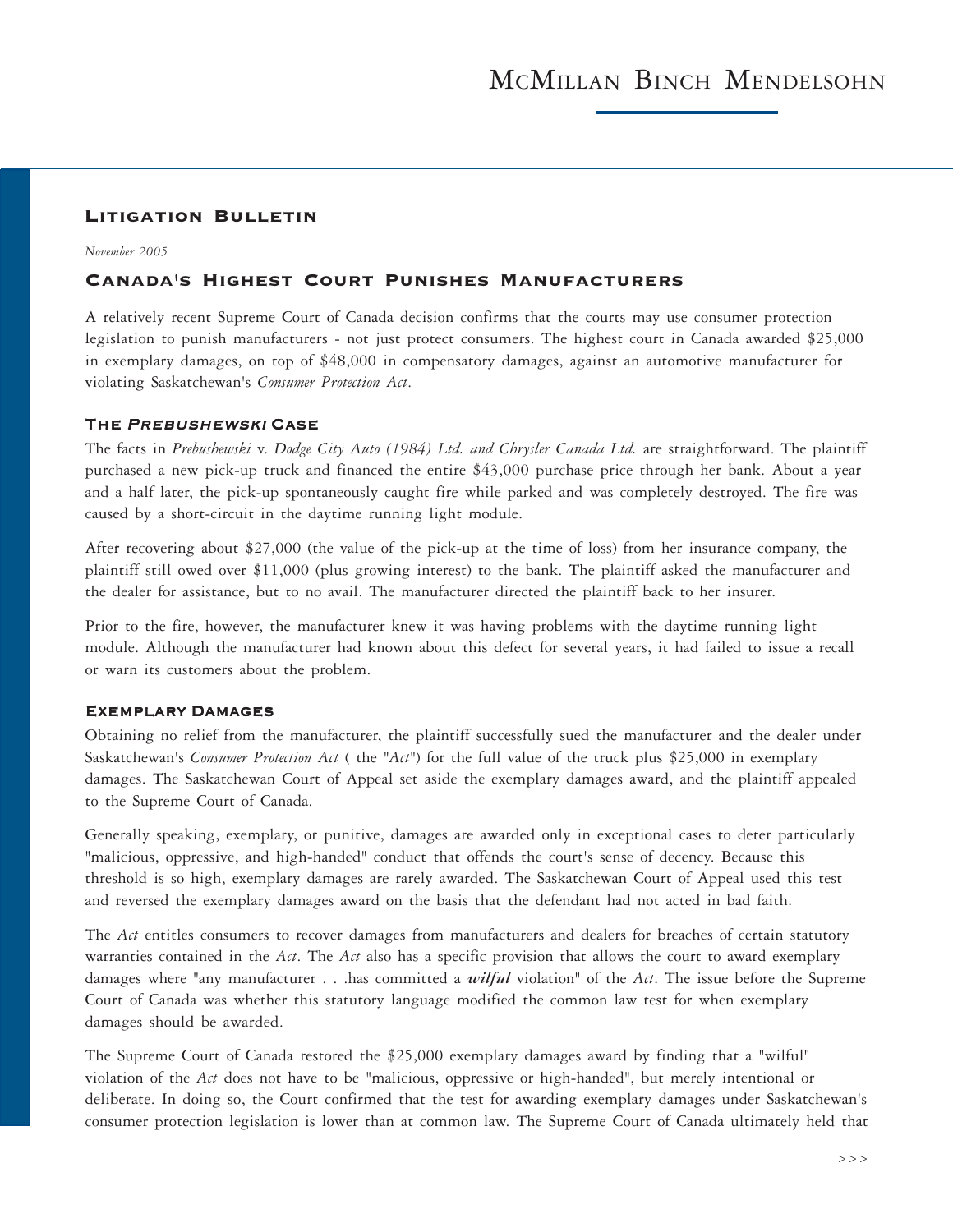# McMillan Binch Mendelsohn

## Litigation Bulletin

*November 2005*

## Canada's Highest Court Punishes Manufacturers

A relatively recent Supreme Court of Canada decision confirms that the courts may use consumer protection legislation to punish manufacturers - not just protect consumers. The highest court in Canada awarded $25,000 in exemplary damages, on top of $48,000 in compensatory damages, against an automotive manufacturer for violating Saskatchewan's *Consumer Protection Act*.

### The *Prebushewski* Case

The facts in *Prebushewski* v. *Dodge City Auto (1984) Ltd. and Chrysler Canada Ltd.* are straightforward. The plaintiff purchased a new pick-up truck and financed the entire $43,000 purchase price through her bank. About a year and a half later, the pick-up spontaneously caught fire while parked and was completely destroyed. The fire was caused by a short-circuit in the daytime running light module.

After recovering about $27,000 (the value of the pick-up at the time of loss) from her insurance company, the plaintiff still owed over $11,000 (plus growing interest) to the bank. The plaintiff asked the manufacturer and the dealer for assistance, but to no avail. The manufacturer directed the plaintiff back to her insurer.

Prior to the fire, however, the manufacturer knew it was having problems with the daytime running light module. Although the manufacturer had known about this defect for several years, it had failed to issue a recall or warn its customers about the problem.

### Exemplary Damages

Obtaining no relief from the manufacturer, the plaintiff successfully sued the manufacturer and the dealer under Saskatchewan's *Consumer Protection Act* ( the "*Act*") for the full value of the truck plus $25,000 in exemplary damages. The Saskatchewan Court of Appeal set aside the exemplary damages award, and the plaintiff appealed to the Supreme Court of Canada.

Generally speaking, exemplary, or punitive, damages are awarded only in exceptional cases to deter particularly "malicious, oppressive, and high-handed" conduct that offends the court's sense of decency. Because this threshold is so high, exemplary damages are rarely awarded. The Saskatchewan Court of Appeal used this test and reversed the exemplary damages award on the basis that the defendant had not acted in bad faith.

The *Act* entitles consumers to recover damages from manufacturers and dealers for breaches of certain statutory warranties contained in the *Act*. The *Act* also has a specific provision that allows the court to award exemplary damages where "any manufacturer . . .has committed a ***wilful*** violation" of the *Act*. The issue before the Supreme Court of Canada was whether this statutory language modified the common law test for when exemplary damages should be awarded.

The Supreme Court of Canada restored the $25,000 exemplary damages award by finding that a "wilful" violation of the *Act* does not have to be "malicious, oppressive or high-handed", but merely intentional or deliberate. In doing so, the Court confirmed that the test for awarding exemplary damages under Saskatchewan's consumer protection legislation is lower than at common law. The Supreme Court of Canada ultimately held that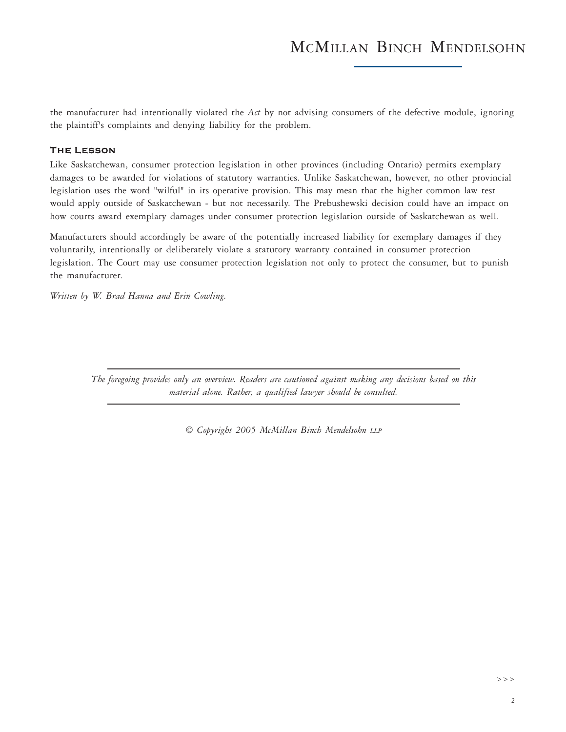the manufacturer had intentionally violated the *Act* by not advising consumers of the defective module, ignoring the plaintiff's complaints and denying liability for the problem.

### The Lesson

Like Saskatchewan, consumer protection legislation in other provinces (including Ontario) permits exemplary damages to be awarded for violations of statutory warranties. Unlike Saskatchewan, however, no other provincial legislation uses the word "wilful" in its operative provision. This may mean that the higher common law test would apply outside of Saskatchewan - but not necessarily. The Prebushewski decision could have an impact on how courts award exemplary damages under consumer protection legislation outside of Saskatchewan as well.

Manufacturers should accordingly be aware of the potentially increased liability for exemplary damages if they voluntarily, intentionally or deliberately violate a statutory warranty contained in consumer protection legislation. The Court may use consumer protection legislation not only to protect the consumer, but to punish the manufacturer.

*Written by W. Brad Hanna and Erin Cowling.*

---

*The foregoing provides only an overview. Readers are cautioned against making any decisions based on this material alone. Rather, a qualified lawyer should be consulted.*

---

*© Copyright 2005 McMillan Binch Mendelsohn LLP*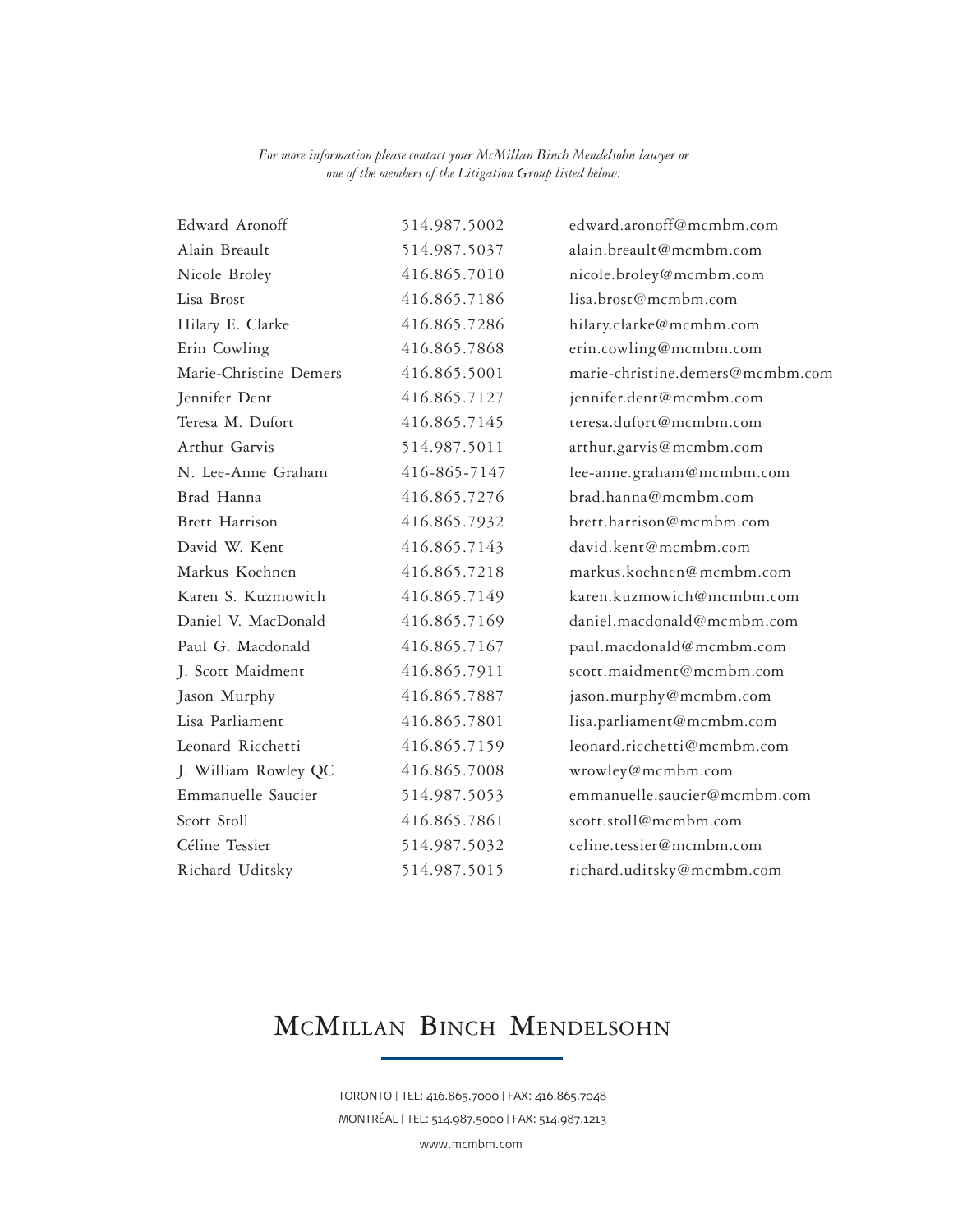*For more information please contact your McMillan Binch Mendelsohn lawyer or one of the members of the Litigation Group listed below:*

| | | |
|---|---|---|
| Edward Aronoff | 514.987.5002 | edward.aronoff@mcmbm.com |
| Alain Breault | 514.987.5037 | alain.breault@mcmbm.com |
| Nicole Broley | 416.865.7010 | nicole.broley@mcmbm.com |
| Lisa Brost | 416.865.7186 | lisa.brost@mcmbm.com |
| Hilary E. Clarke | 416.865.7286 | hilary.clarke@mcmbm.com |
| Erin Cowling | 416.865.7868 | erin.cowling@mcmbm.com |
| Marie-Christine Demers | 416.865.5001 | marie-christine.demers@mcmbm.com |
| Jennifer Dent | 416.865.7127 | jennifer.dent@mcmbm.com |
| Teresa M. Dufort | 416.865.7145 | teresa.dufort@mcmbm.com |
| Arthur Garvis | 514.987.5011 | arthur.garvis@mcmbm.com |
| N. Lee-Anne Graham | 416-865-7147 | lee-anne.graham@mcmbm.com |
| Brad Hanna | 416.865.7276 | brad.hanna@mcmbm.com |
| Brett Harrison | 416.865.7932 | brett.harrison@mcmbm.com |
| David W. Kent | 416.865.7143 | david.kent@mcmbm.com |
| Markus Koehnen | 416.865.7218 | markus.koehnen@mcmbm.com |
| Karen S. Kuzmowich | 416.865.7149 | karen.kuzmowich@mcmbm.com |
| Daniel V. MacDonald | 416.865.7169 | daniel.macdonald@mcmbm.com |
| Paul G. Macdonald | 416.865.7167 | paul.macdonald@mcmbm.com |
| J. Scott Maidment | 416.865.7911 | scott.maidment@mcmbm.com |
| Jason Murphy | 416.865.7887 | jason.murphy@mcmbm.com |
| Lisa Parliament | 416.865.7801 | lisa.parliament@mcmbm.com |
| Leonard Ricchetti | 416.865.7159 | leonard.ricchetti@mcmbm.com |
| J. William Rowley QC | 416.865.7008 | wrowley@mcmbm.com |
| Emmanuelle Saucier | 514.987.5053 | emmanuelle.saucier@mcmbm.com |
| Scott Stoll | 416.865.7861 | scott.stoll@mcmbm.com |
| Céline Tessier | 514.987.5032 | celine.tessier@mcmbm.com |
| Richard Uditsky | 514.987.5015 | richard.uditsky@mcmbm.com |

# McMillan Binch Mendelsohn

TORONTO | TEL: 416.865.7000 | FAX: 416.865.7048

MONTRÉAL | TEL: 514.987.5000 | FAX: 514.987.1213

www.mcmbm.com